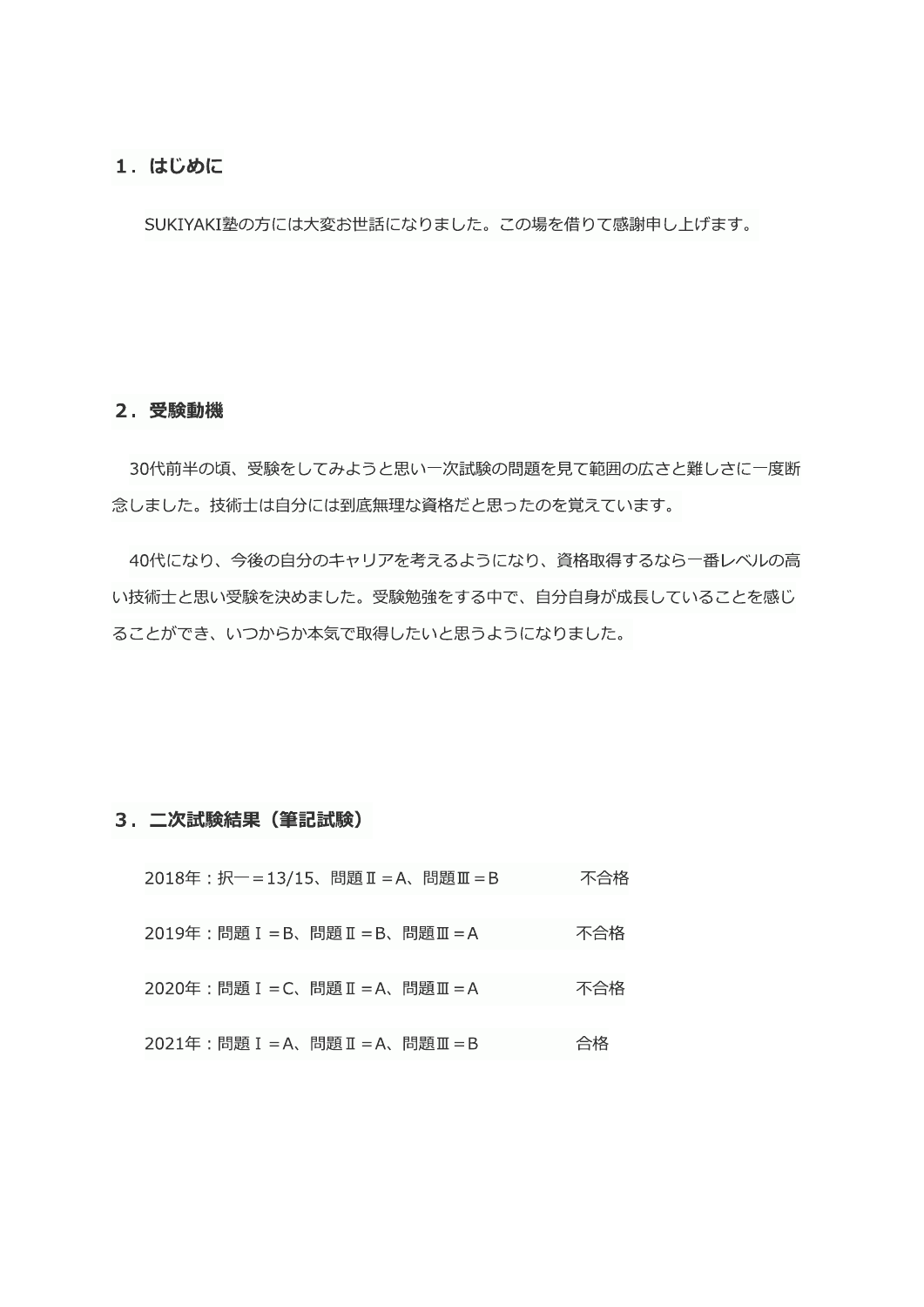## １．はじめに

SUKIYAKI塾の方には大変お世話になりました。この場を借りて感謝申し上げます。

## ２．受験動機

30代前半の頃、受験をしてみようと思い一次試験の問題を見て範囲の広さと難しさに一度断念しました。技術士は自分には到底無理な資格だと思ったのを覚えています。

40代になり、今後の自分のキャリアを考えるようになり、資格取得するなら一番レベルの高い技術士と思い受験を決めました。受験勉強をする中で、自分自身が成長していることを感じることができ、いつからか本気で取得したいと思うようになりました。

## ３．二次試験結果（筆記試験）

2018年：択一＝13/15、問題Ⅱ＝A、問題Ⅲ＝B　不合格

2019年：問題Ⅰ＝B、問題Ⅱ＝B、問題Ⅲ＝A　不合格

2020年：問題Ⅰ＝C、問題Ⅱ＝A、問題Ⅲ＝A　不合格

2021年：問題Ⅰ＝A、問題Ⅱ＝A、問題Ⅲ＝B　合格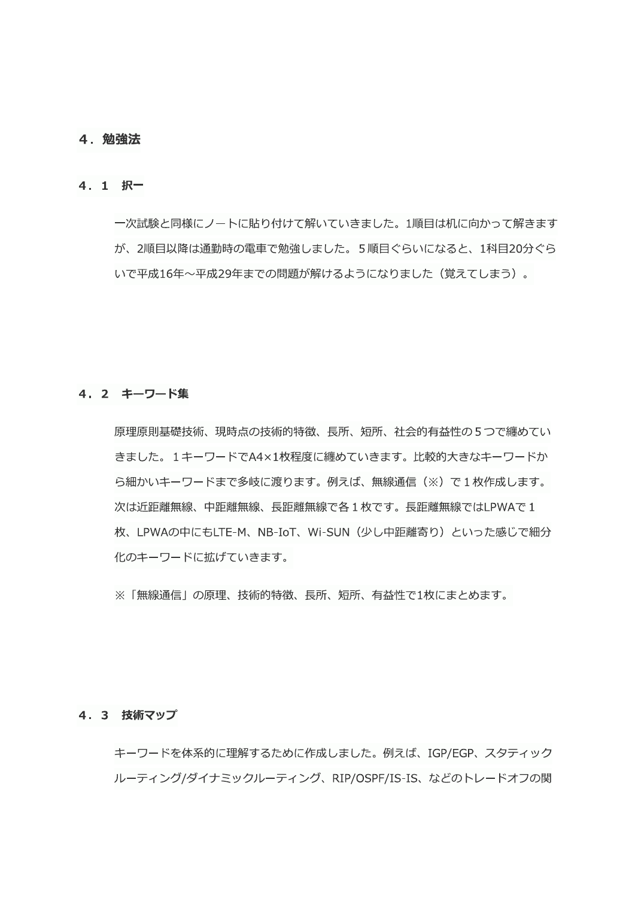## ４．勉強法

### ４．１　択一

一次試験と同様にノ－トに貼り付けて解いていきました。1順目は机に向かって解きますが、2順目以降は通勤時の電車で勉強しました。５順目ぐらいになると、1科目20分ぐらいで平成16年～平成29年までの問題が解けるようになりました（覚えてしまう）。

### ４．２　キーワード集

原理原則基礎技術、現時点の技術的特徴、長所、短所、社会的有益性の５つで纏めていきました。１キーワードでA4×1枚程度に纏めていきます。比較的大きなキーワードから細かいキーワードまで多岐に渡ります。例えば、無線通信（※）で１枚作成します。次は近距離無線、中距離無線、長距離無線で各１枚です。長距離無線ではLPWAで１枚、LPWAの中にもLTE-M、NB-IoT、Wi-SUN（少し中距離寄り）といった感じで細分化のキーワードに拡げていきます。

※「無線通信」の原理、技術的特徴、長所、短所、有益性で1枚にまとめます。

### ４．３　技術マップ

キーワードを体系的に理解するために作成しました。例えば、IGP/EGP、スタティックルーティング/ダイナミックルーティング、RIP/OSPF/IS-IS、などのトレードオフの関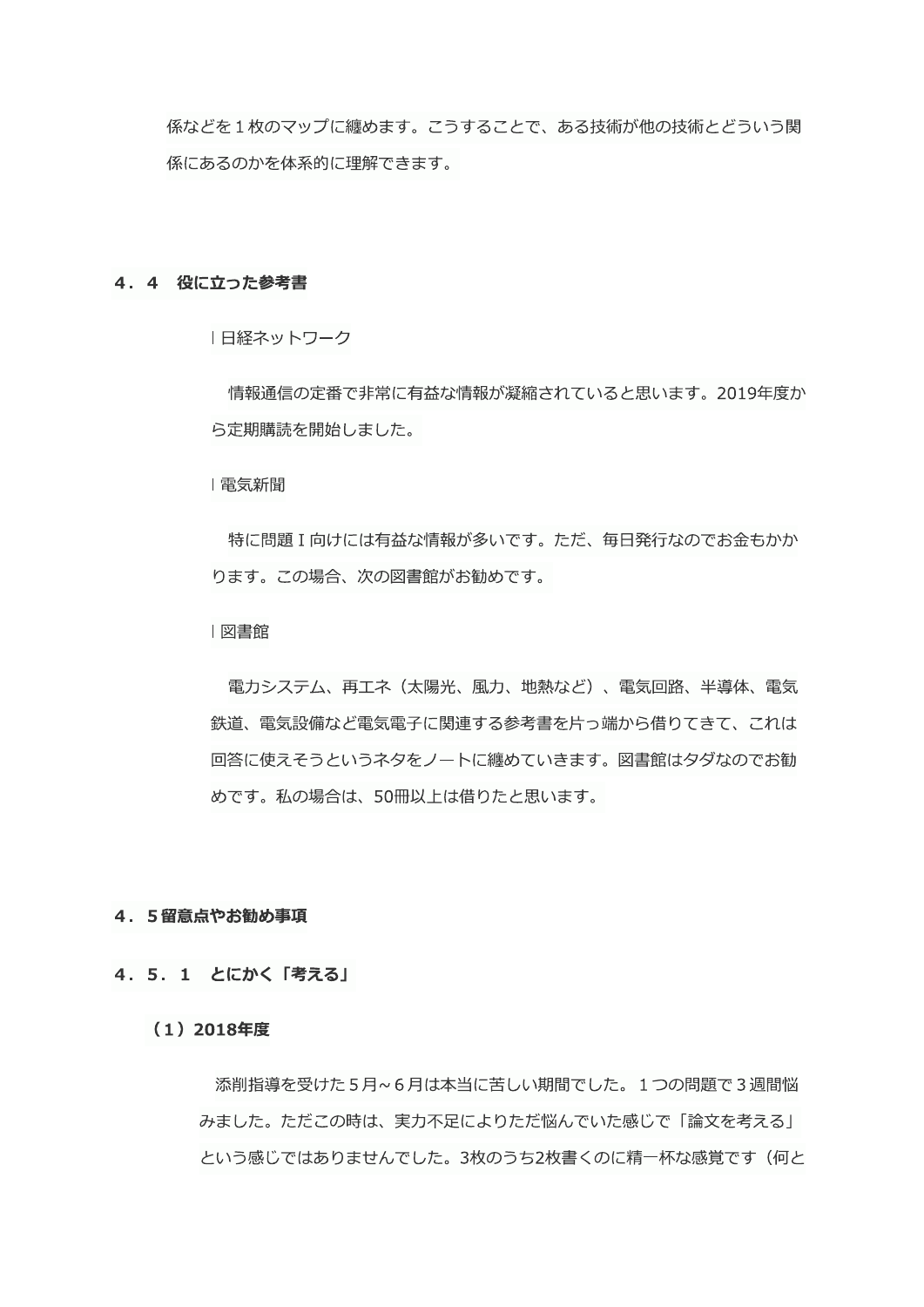係などを１枚のマップに纏めます。こうすることで、ある技術が他の技術とどういう関係にあるのかを体系的に理解できます。

## ４．４　役に立った参考書

- 日経ネットワーク

　情報通信の定番で非常に有益な情報が凝縮されていると思います。2019年度から定期購読を開始しました。

- 電気新聞

　特に問題Ｉ向けには有益な情報が多いです。ただ、毎日発行なのでお金もかかります。この場合、次の図書館がお勧めです。

- 図書館

　電力システム、再エネ（太陽光、風力、地熱など）、電気回路、半導体、電気鉄道、電気設備など電気電子に関連する参考書を片っ端から借りてきて、これは回答に使えそうというネタをノ―トに纏めていきます。図書館はタダなのでお勧めです。私の場合は、50冊以上は借りたと思います。

## ４．５留意点やお勧め事項

### ４．５．１　とにかく「考える」

#### （１）2018年度

　添削指導を受けた５月~６月は本当に苦しい期間でした。１つの問題で３週間悩みました。ただこの時は、実力不足によりただ悩んでいた感じで「論文を考える」という感じではありませんでした。3枚のうち2枚書くのに精一杯な感覚です（何と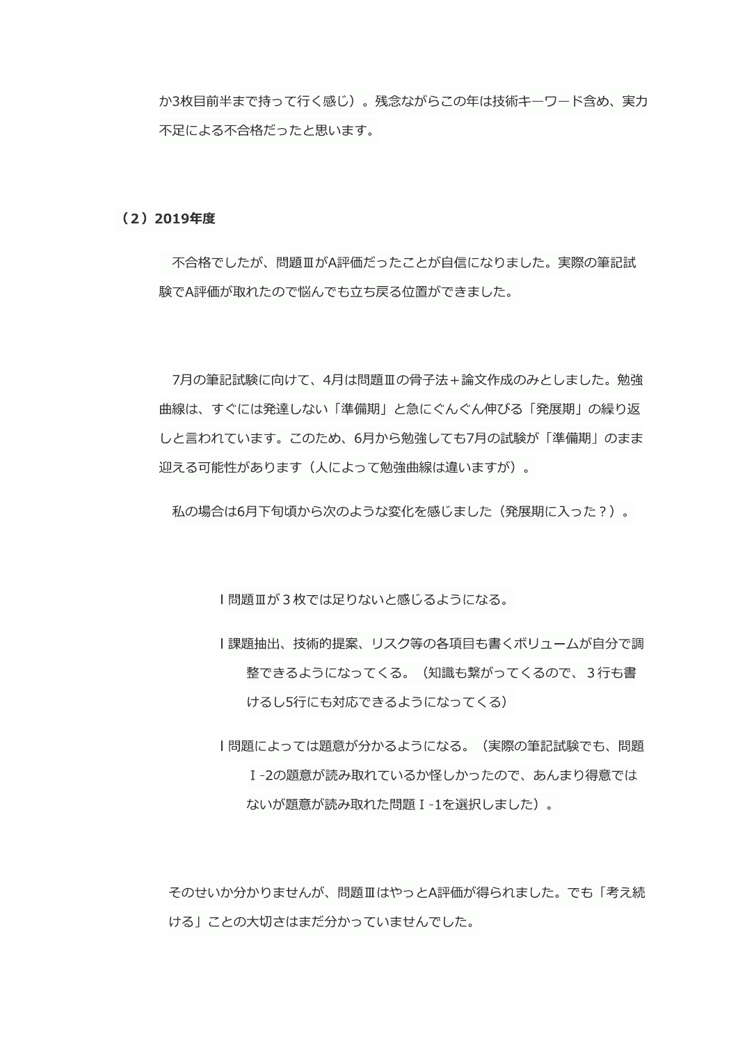か3枚目前半まで持って行く感じ）。残念ながらこの年は技術キ―ワ―ド含め、実力不足による不合格だったと思います。

### （2）2019年度

不合格でしたが、問題ⅢがA評価だったことが自信になりました。実際の筆記試験でA評価が取れたので悩んでも立ち戻る位置ができました。

7月の筆記試験に向けて、4月は問題Ⅲの骨子法＋論文作成のみとしました。勉強曲線は、すぐには発達しない「準備期」と急にぐんぐん伸びる「発展期」の繰り返しと言われています。このため、6月から勉強しても7月の試験が「準備期」のまま迎える可能性があります（人によって勉強曲線は違いますが）。

私の場合は6月下旬頃から次のような変化を感じました（発展期に入った？）。

- 問題Ⅲが３枚では足りないと感じるようになる。
- 課題抽出、技術的提案、リスク等の各項目も書くボリュームが自分で調整できるようになってくる。（知識も繋がってくるので、３行も書けるし5行にも対応できるようになってくる）
- 問題によっては題意が分かるようになる。（実際の筆記試験でも、問題Ⅰ-2の題意が読み取れているか怪しかったので、あんまり得意ではないが題意が読み取れた問題Ⅰ-1を選択しました）。

そのせいか分かりませんが、問題ⅢはやっとA評価が得られました。でも「考え続ける」ことの大切さはまだ分かっていませんでした。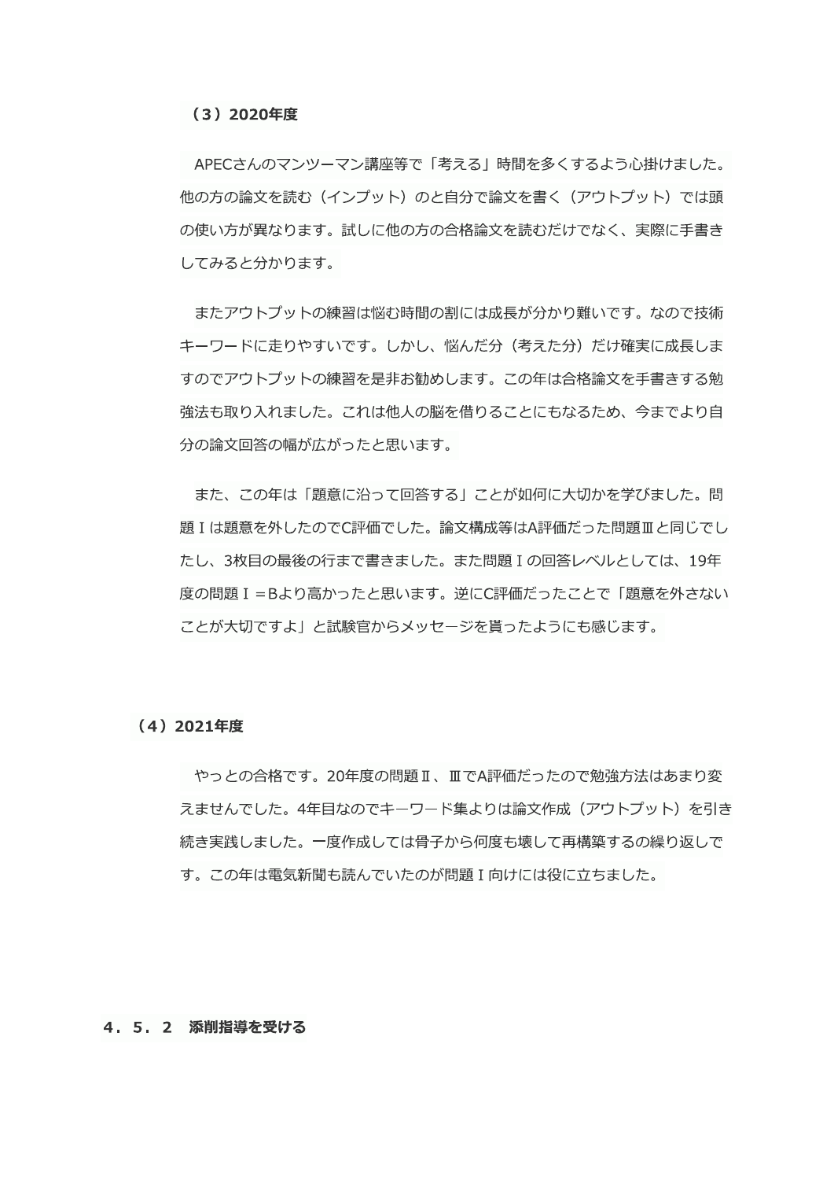### （３）2020年度

APECさんのマンツーマン講座等で「考える」時間を多くするよう心掛けました。他の方の論文を読む（インプット）のと自分で論文を書く（アウトプット）では頭の使い方が異なります。試しに他の方の合格論文を読むだけでなく、実際に手書きしてみると分かります。

またアウトプットの練習は悩む時間の割には成長が分かり難いです。なので技術キーワードに走りやすいです。しかし、悩んだ分（考えた分）だけ確実に成長しますのでアウトプットの練習を是非お勧めします。この年は合格論文を手書きする勉強法も取り入れました。これは他人の脳を借りることにもなるため、今までより自分の論文回答の幅が広がったと思います。

また、この年は「題意に沿って回答する」ことが如何に大切かを学びました。問題Ⅰは題意を外したのでC評価でした。論文構成等はA評価だった問題Ⅲと同じでしたし、3枚目の最後の行まで書きました。また問題Ⅰの回答レベルとしては、19年度の問題Ⅰ＝Bより高かったと思います。逆にC評価だったことで「題意を外さないことが大切ですよ」と試験官からメッセージを貰ったようにも感じます。

### （４）2021年度

やっとの合格です。20年度の問題Ⅱ、ⅢでA評価だったので勉強方法はあまり変えませんでした。4年目なのでキーワード集よりは論文作成（アウトプット）を引き続き実践しました。一度作成しては骨子から何度も壊して再構築するの繰り返しです。この年は電気新聞も読んでいたのが問題Ⅰ向けには役に立ちました。

## ４．５．２　添削指導を受ける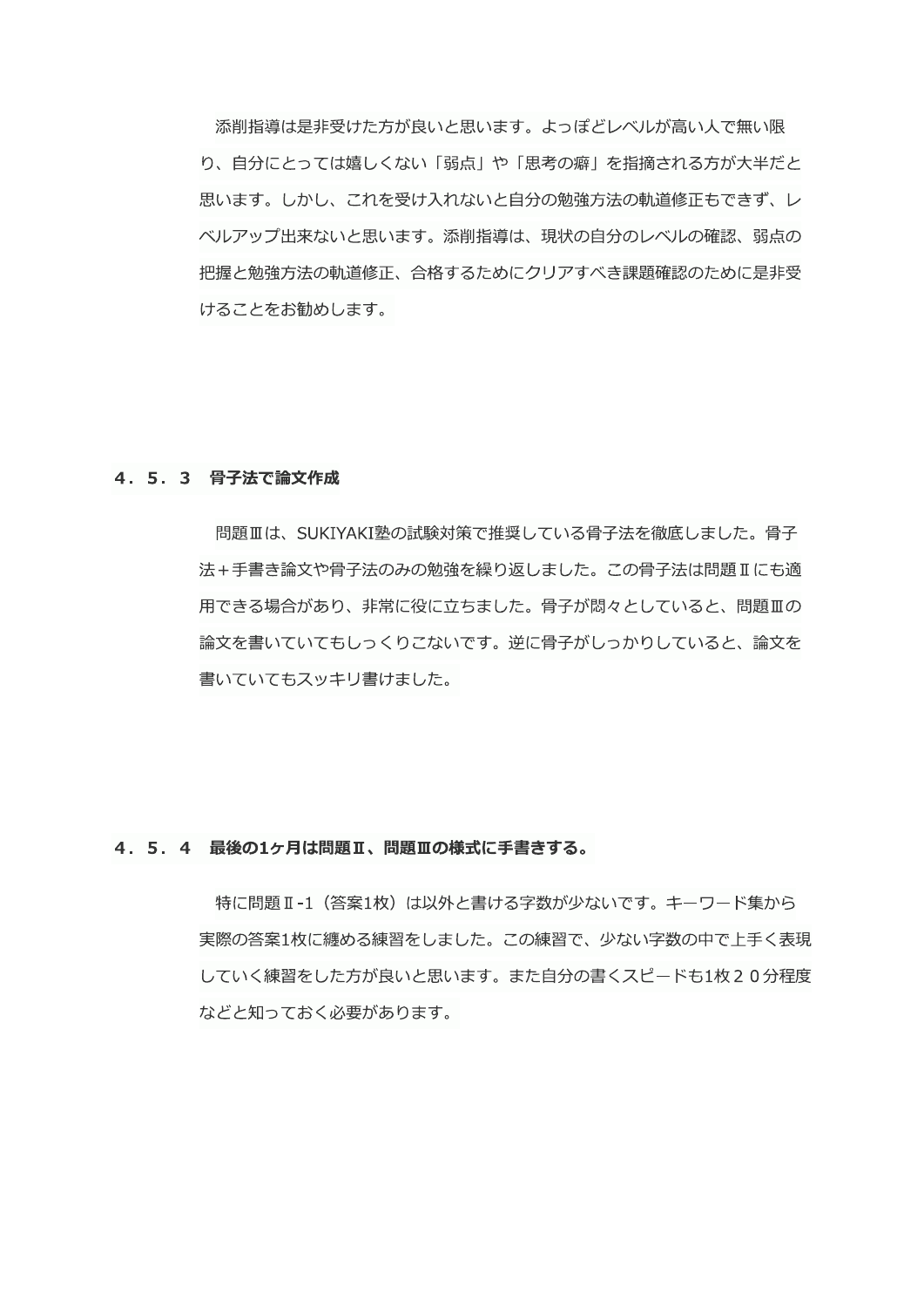添削指導は是非受けた方が良いと思います。よっぽどレベルが高い人で無い限り、自分にとっては嬉しくない「弱点」や「思考の癖」を指摘される方が大半だと思います。しかし、これを受け入れないと自分の勉強方法の軌道修正もできず、レベルアップ出来ないと思います。添削指導は、現状の自分のレベルの確認、弱点の把握と勉強方法の軌道修正、合格するためにクリアすべき課題確認のために是非受けることをお勧めします。

### ４．５．３　骨子法で論文作成

問題Ⅲは、SUKIYAKI塾の試験対策で推奨している骨子法を徹底しました。骨子法＋手書き論文や骨子法のみの勉強を繰り返しました。この骨子法は問題Ⅱにも適用できる場合があり、非常に役に立ちました。骨子が悶々としていると、問題Ⅲの論文を書いていてもしっくりこないです。逆に骨子がしっかりしていると、論文を書いていてもスッキリ書けました。

### ４．５．４　最後の1ヶ月は問題Ⅱ、問題Ⅲの様式に手書きする。

特に問題Ⅱ-1（答案1枚）は以外と書ける字数が少ないです。キーワード集から実際の答案1枚に纏める練習をしました。この練習で、少ない字数の中で上手く表現していく練習をした方が良いと思います。また自分の書くスピードも1枚２０分程度などと知っておく必要があります。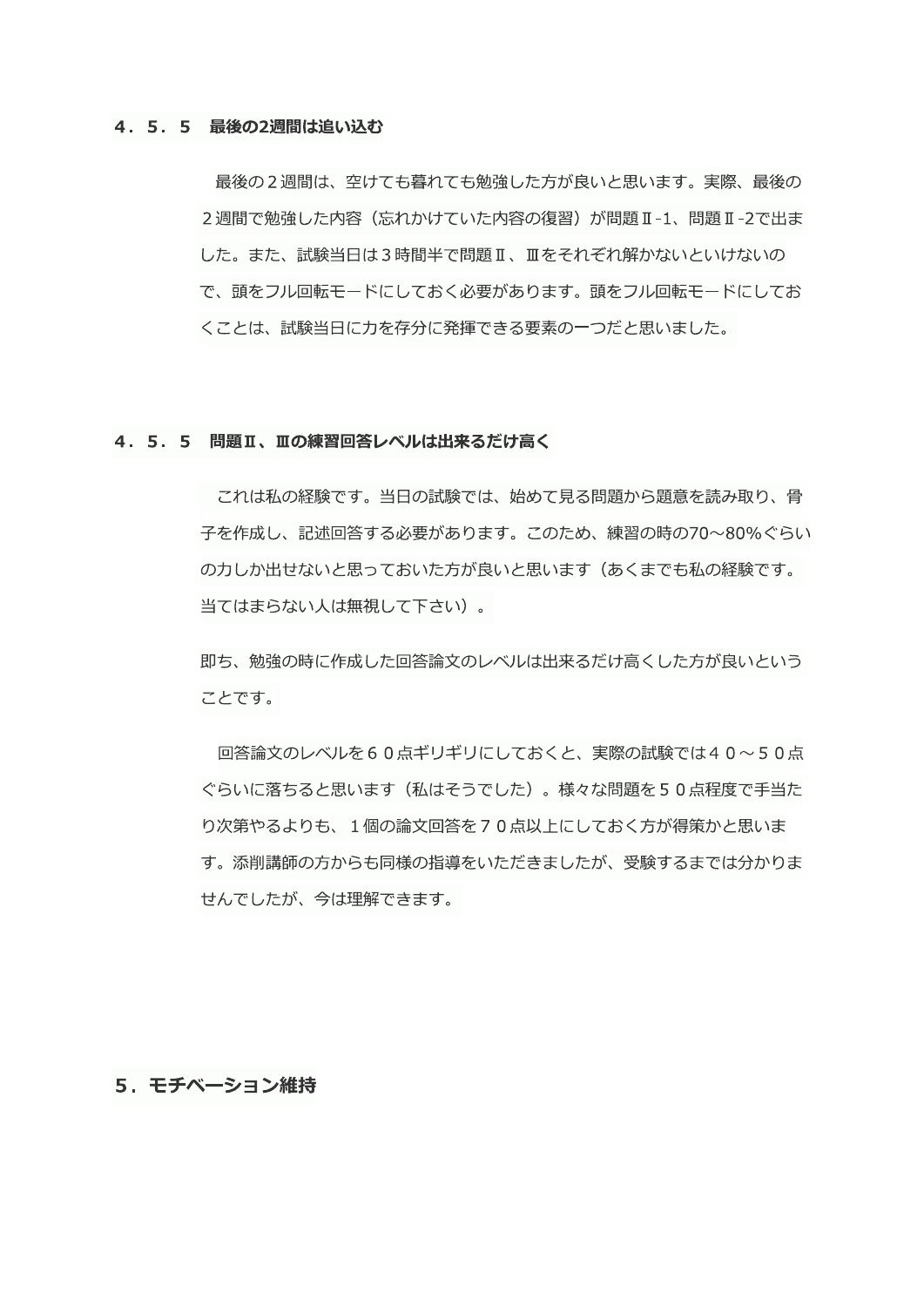### ４．５．５　最後の2週間は追い込む

最後の２週間は、空けても暮れても勉強した方が良いと思います。実際、最後の２週間で勉強した内容（忘れかけていた内容の復習）が問題Ⅱ-1、問題Ⅱ-2で出ました。また、試験当日は３時間半で問題Ⅱ、Ⅲをそれぞれ解かないといけないので、頭をフル回転モードにしておく必要があります。頭をフル回転モードにしておくことは、試験当日に力を存分に発揮できる要素の一つだと思いました。

### ４．５．５　問題Ⅱ、Ⅲの練習回答レベルは出来るだけ高く

これは私の経験です。当日の試験では、始めて見る問題から題意を読み取り、骨子を作成し、記述回答する必要があります。このため、練習の時の70～80%ぐらいの力しか出せないと思っておいた方が良いと思います（あくまでも私の経験です。当てはまらない人は無視して下さい）。

即ち、勉強の時に作成した回答論文のレベルは出来るだけ高くした方が良いということです。

回答論文のレベルを６０点ギリギリにしておくと、実際の試験では４０～５０点ぐらいに落ちると思います（私はそうでした）。様々な問題を５０点程度で手当たり次第やるよりも、１個の論文回答を７０点以上にしておく方が得策かと思います。添削講師の方からも同様の指導をいただきましたが、受験するまでは分かりませんでしたが、今は理解できます。

## ５．モチベーション維持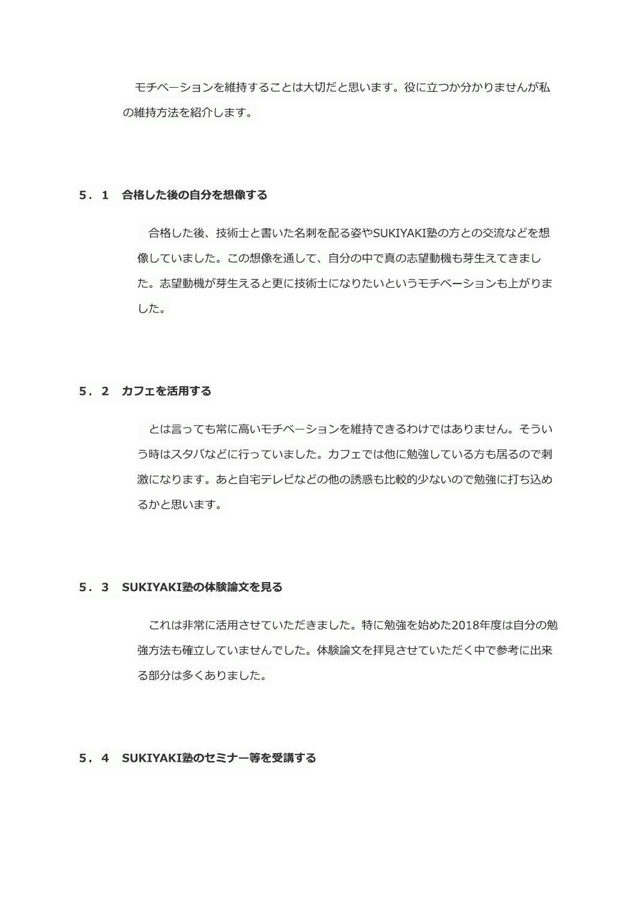モチベ―ションを維持することは大切だと思います。役に立つか分かりませんが私の維持方法を紹介します。

### ５．１　合格した後の自分を想像する

合格した後、技術士と書いた名刺を配る姿やSUKIYAKI塾の方との交流などを想像していました。この想像を通して、自分の中で真の志望動機も芽生えてきました。志望動機が芽生えると更に技術士になりたいというモチベーションも上がりました。

### ５．２　カフェを活用する

とは言っても常に高いモチベ―ションを維持できるわけではありません。そういう時はスタバなどに行っていました。カフェでは他に勉強している方も居るので刺激になります。あと自宅テレビなどの他の誘惑も比較的少ないので勉強に打ち込めるかと思います。

### ５．３　SUKIYAKI塾の体験論文を見る

これは非常に活用させていただきました。特に勉強を始めた2018年度は自分の勉強方法も確立していませんでした。体験論文を拝見させていただく中で参考に出来る部分は多くありました。

### ５．４　SUKIYAKI塾のセミナー等を受講する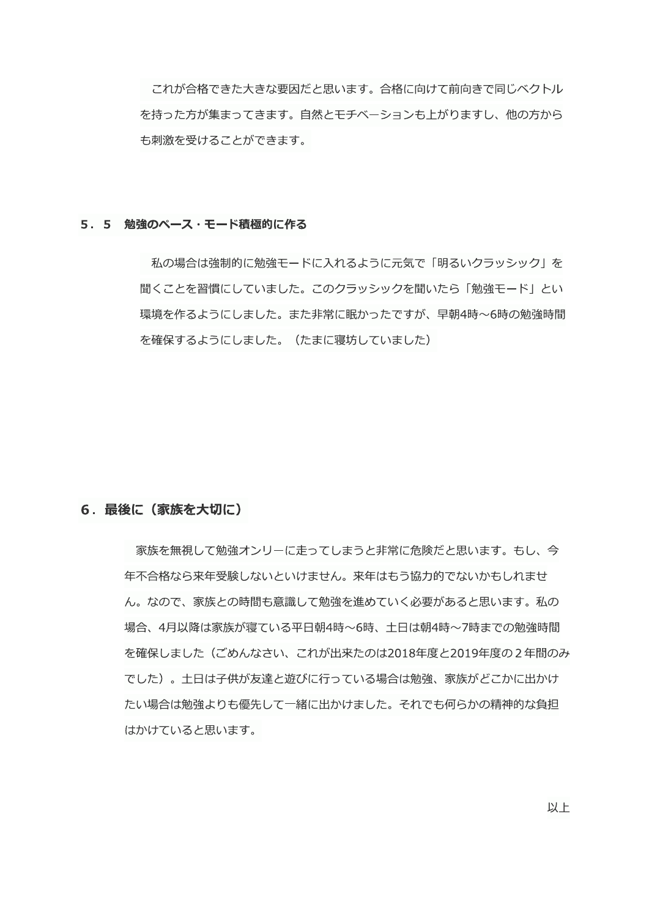これが合格できた大きな要因だと思います。合格に向けて前向きで同じベクトルを持った方が集まってきます。自然とモチベーションも上がりますし、他の方からも刺激を受けることができます。

### ５．５　勉強のペース・モード積極的に作る

私の場合は強制的に勉強モードに入れるように元気で「明るいクラッシック」を聞くことを習慣にしていました。このクラッシックを聞いたら「勉強モード」とい環境を作るようにしました。また非常に眠かったですが、早朝4時～6時の勉強時間を確保するようにしました。（たまに寝坊していました）

## ６．最後に（家族を大切に）

家族を無視して勉強オンリーに走ってしまうと非常に危険だと思います。もし、今年不合格なら来年受験しないといけません。来年はもう協力的でないかもしれません。なので、家族との時間も意識して勉強を進めていく必要があると思います。私の場合、4月以降は家族が寝ている平日朝4時～6時、土日は朝4時～7時までの勉強時間を確保しました（ごめんなさい、これが出来たのは2018年度と2019年度の２年間のみでした）。土日は子供が友達と遊びに行っている場合は勉強、家族がどこかに出かけたい場合は勉強よりも優先して一緒に出かけました。それでも何らかの精神的な負担はかけていると思います。

以上